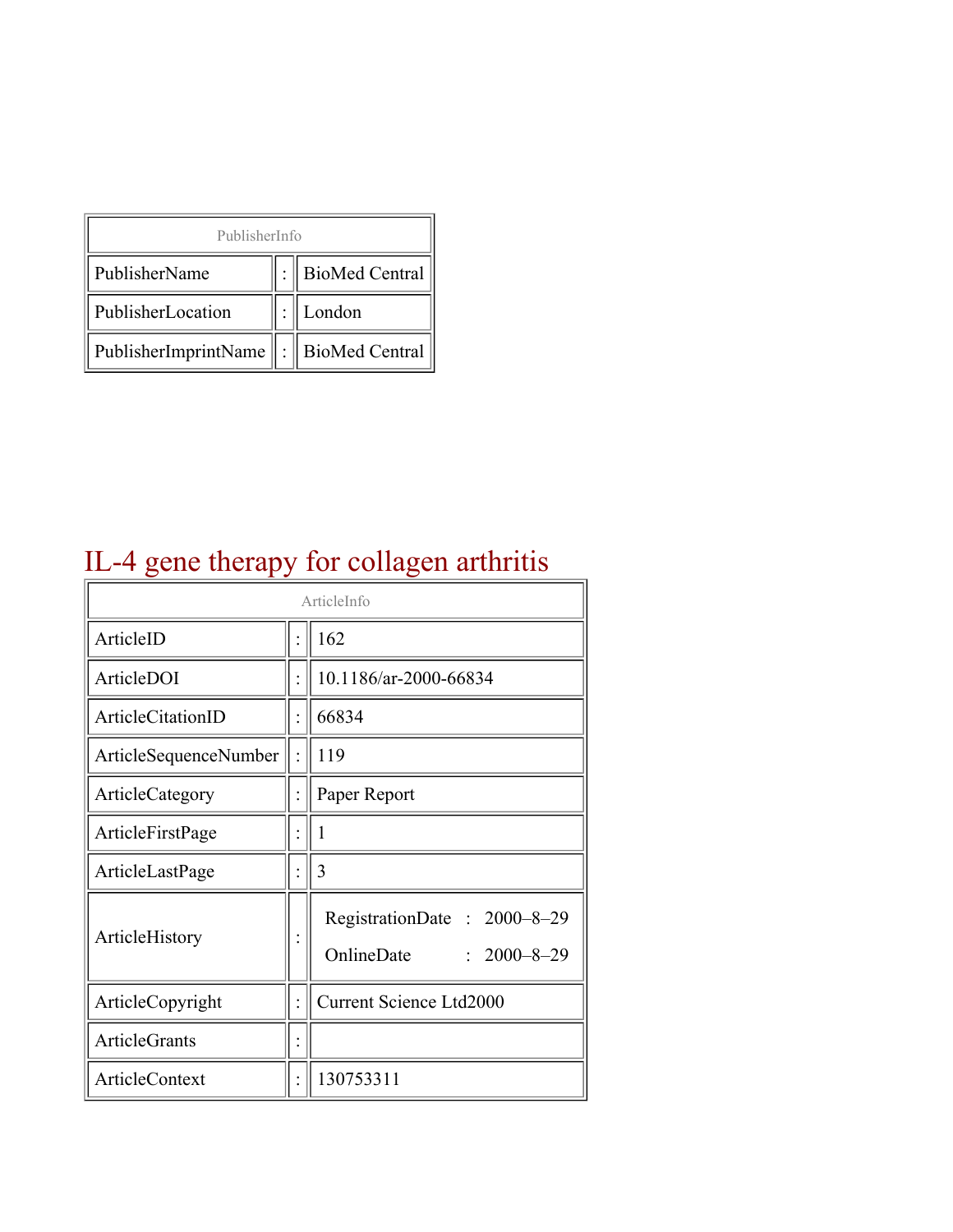| PublisherInfo | | |
|---|---|---|
| PublisherName | : | BioMed Central |
| PublisherLocation | : | London |
| PublisherImprintName | : | BioMed Central |

# IL-4 gene therapy for collagen arthritis

| ArticleInfo | | |
|---|---|---|
| ArticleID | : | 162 |
| ArticleDOI | : | 10.1186/ar-2000-66834 |
| ArticleCitationID | : | 66834 |
| ArticleSequenceNumber | : | 119 |
| ArticleCategory | : | Paper Report |
| ArticleFirstPage | : | 1 |
| ArticleLastPage | : | 3 |
| ArticleHistory | : | RegistrationDate : 2000–8–29<br>OnlineDate : 2000–8–29 |
| ArticleCopyright | : | Current Science Ltd2000 |
| ArticleGrants | : | |
| ArticleContext | : | 130753311 |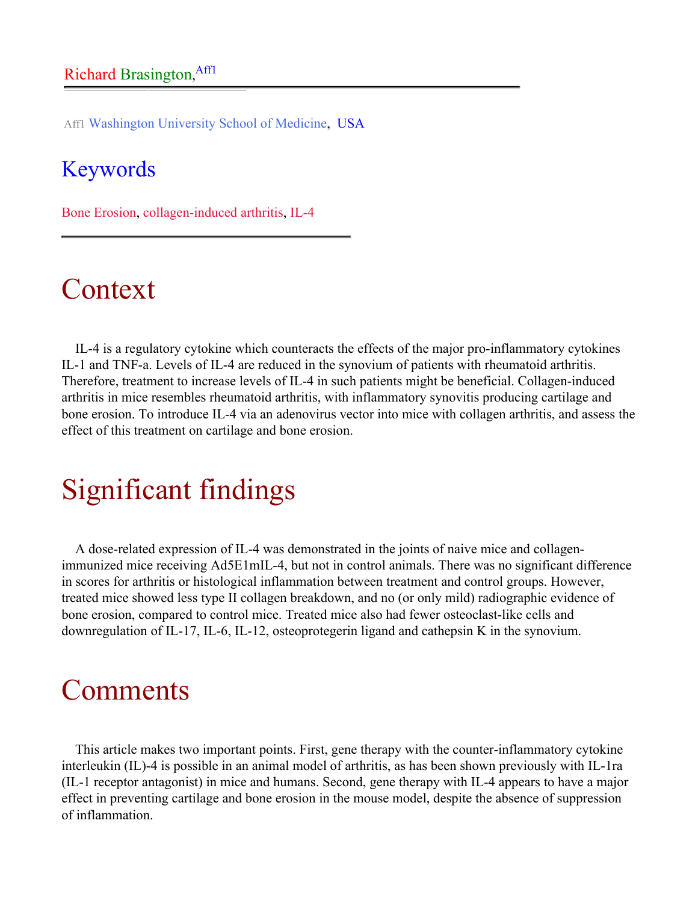Richard Brasington,[Aff1]

[Aff1] Washington University School of Medicine, USA

## Keywords

Bone Erosion, collagen-induced arthritis, IL-4

# Context

IL-4 is a regulatory cytokine which counteracts the effects of the major pro-inflammatory cytokines IL-1 and TNF-a. Levels of IL-4 are reduced in the synovium of patients with rheumatoid arthritis. Therefore, treatment to increase levels of IL-4 in such patients might be beneficial. Collagen-induced arthritis in mice resembles rheumatoid arthritis, with inflammatory synovitis producing cartilage and bone erosion. To introduce IL-4 via an adenovirus vector into mice with collagen arthritis, and assess the effect of this treatment on cartilage and bone erosion.

# Significant findings

A dose-related expression of IL-4 was demonstrated in the joints of naive mice and collagen-immunized mice receiving Ad5E1mIL-4, but not in control animals. There was no significant difference in scores for arthritis or histological inflammation between treatment and control groups. However, treated mice showed less type II collagen breakdown, and no (or only mild) radiographic evidence of bone erosion, compared to control mice. Treated mice also had fewer osteoclast-like cells and downregulation of IL-17, IL-6, IL-12, osteoprotegerin ligand and cathepsin K in the synovium.

# Comments

This article makes two important points. First, gene therapy with the counter-inflammatory cytokine interleukin (IL)-4 is possible in an animal model of arthritis, as has been shown previously with IL-1ra (IL-1 receptor antagonist) in mice and humans. Second, gene therapy with IL-4 appears to have a major effect in preventing cartilage and bone erosion in the mouse model, despite the absence of suppression of inflammation.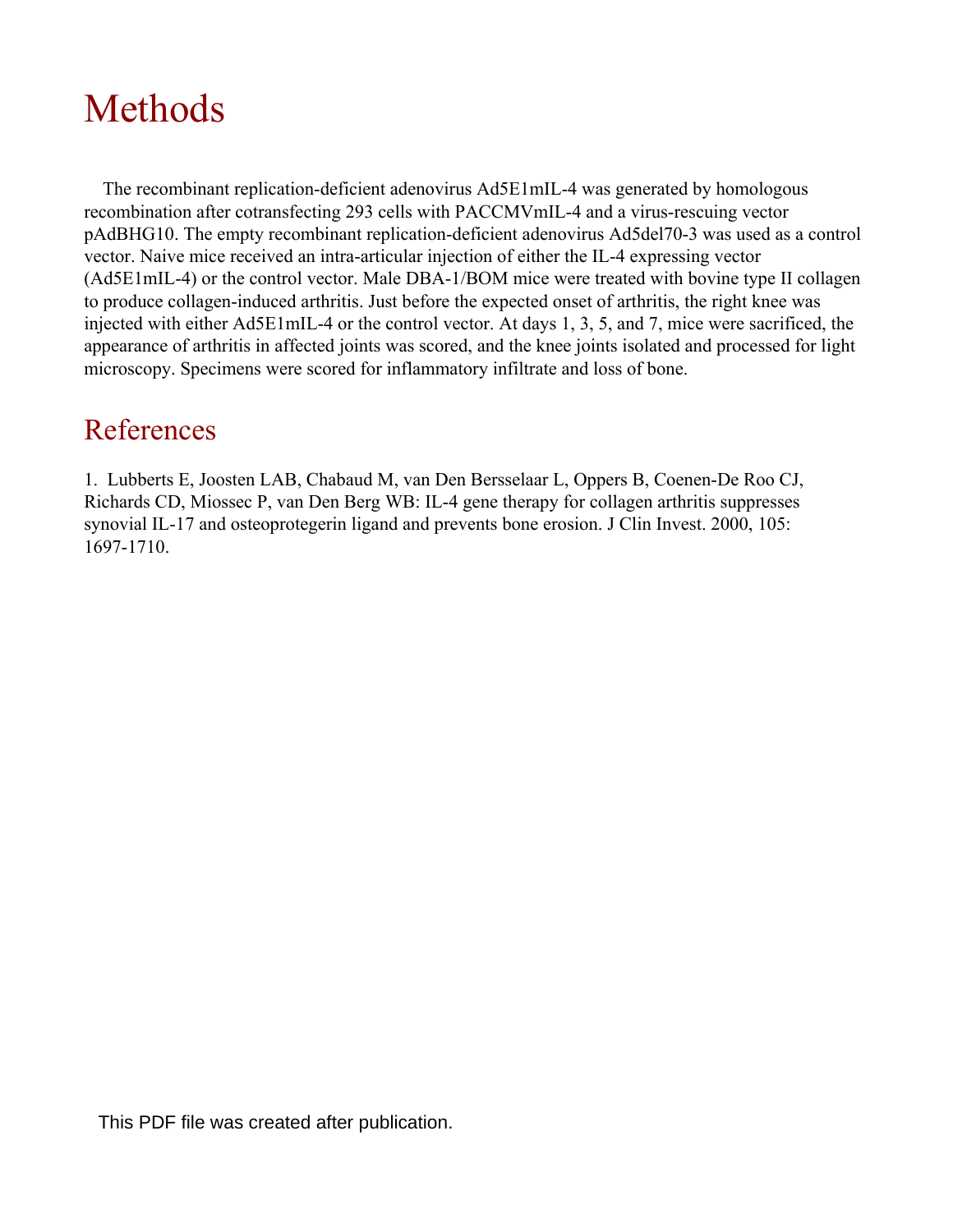# Methods

The recombinant replication-deficient adenovirus Ad5E1mIL-4 was generated by homologous recombination after cotransfecting 293 cells with PACCMVmIL-4 and a virus-rescuing vector pAdBHG10. The empty recombinant replication-deficient adenovirus Ad5del70-3 was used as a control vector. Naive mice received an intra-articular injection of either the IL-4 expressing vector (Ad5E1mIL-4) or the control vector. Male DBA-1/BOM mice were treated with bovine type II collagen to produce collagen-induced arthritis. Just before the expected onset of arthritis, the right knee was injected with either Ad5E1mIL-4 or the control vector. At days 1, 3, 5, and 7, mice were sacrificed, the appearance of arthritis in affected joints was scored, and the knee joints isolated and processed for light microscopy. Specimens were scored for inflammatory infiltrate and loss of bone.

# References

1. Lubberts E, Joosten LAB, Chabaud M, van Den Bersselaar L, Oppers B, Coenen-De Roo CJ, Richards CD, Miossec P, van Den Berg WB: IL-4 gene therapy for collagen arthritis suppresses synovial IL-17 and osteoprotegerin ligand and prevents bone erosion. J Clin Invest. 2000, 105: 1697-1710.

This PDF file was created after publication.